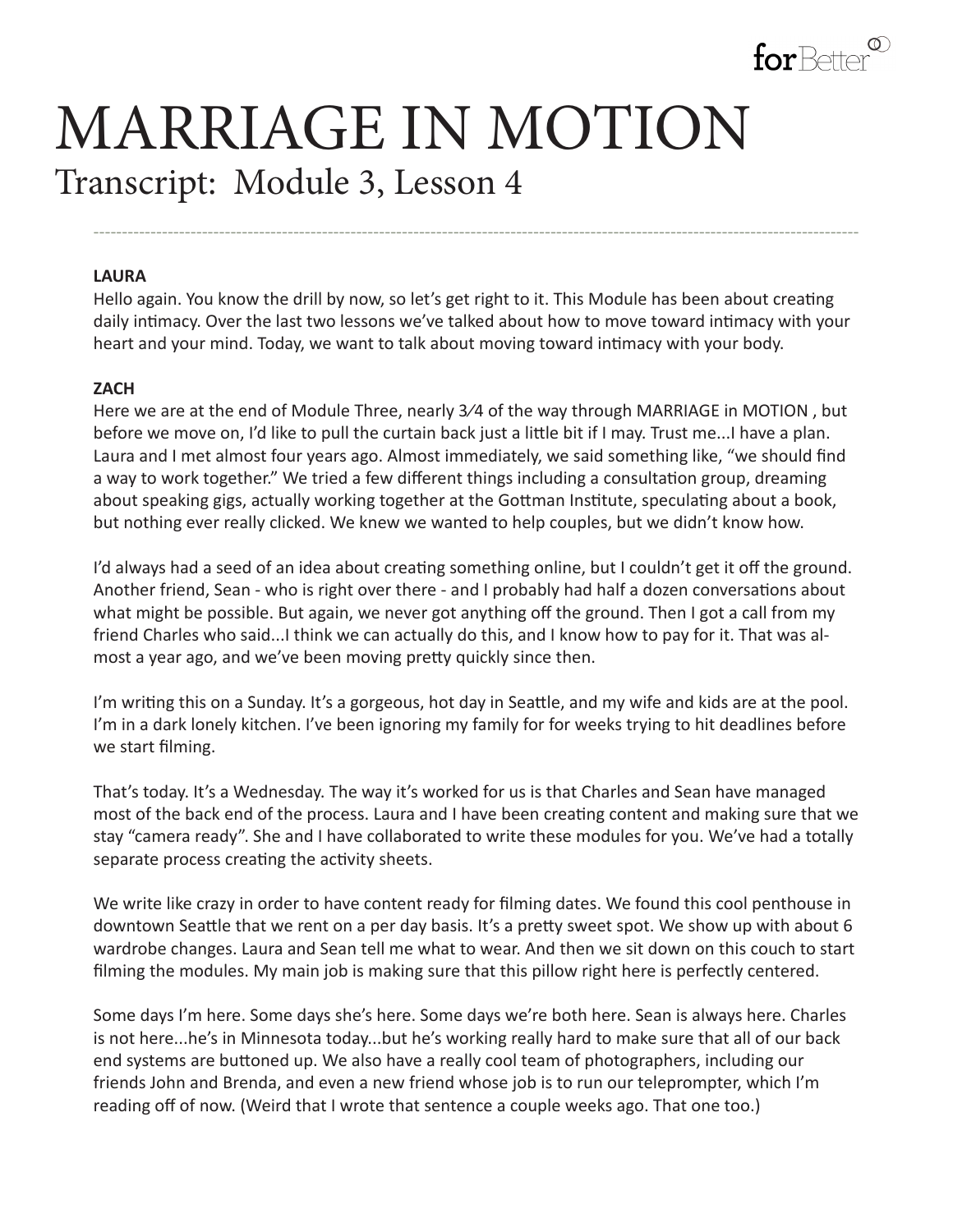# MARRIAGE IN MOTION

## Transcript: Module 3, Lesson 4

**LAURA**

Hello again. You know the drill by now, so let's get right to it. This Module has been about creating daily intimacy. Over the last two lessons we've talked about how to move toward intimacy with your heart and your mind. Today, we want to talk about moving toward intimacy with your body.

**ZACH**

Here we are at the end of Module Three, nearly 3⁄4 of the way through MARRIAGE in MOTION , but before we move on, I'd like to pull the curtain back just a little bit if I may. Trust me...I have a plan. Laura and I met almost four years ago. Almost immediately, we said something like, "we should find a way to work together." We tried a few different things including a consultation group, dreaming about speaking gigs, actually working together at the Gottman Institute, speculating about a book, but nothing ever really clicked. We knew we wanted to help couples, but we didn't know how.

I'd always had a seed of an idea about creating something online, but I couldn't get it off the ground. Another friend, Sean - who is right over there - and I probably had half a dozen conversations about what might be possible. But again, we never got anything off the ground. Then I got a call from my friend Charles who said...I think we can actually do this, and I know how to pay for it. That was almost a year ago, and we've been moving pretty quickly since then.

I'm writing this on a Sunday. It's a gorgeous, hot day in Seattle, and my wife and kids are at the pool. I'm in a dark lonely kitchen. I've been ignoring my family for for weeks trying to hit deadlines before we start filming.

That's today. It's a Wednesday. The way it's worked for us is that Charles and Sean have managed most of the back end of the process. Laura and I have been creating content and making sure that we stay "camera ready". She and I have collaborated to write these modules for you. We've had a totally separate process creating the activity sheets.

We write like crazy in order to have content ready for filming dates. We found this cool penthouse in downtown Seattle that we rent on a per day basis. It's a pretty sweet spot. We show up with about 6 wardrobe changes. Laura and Sean tell me what to wear. And then we sit down on this couch to start filming the modules. My main job is making sure that this pillow right here is perfectly centered.

Some days I'm here. Some days she's here. Some days we're both here. Sean is always here. Charles is not here...he's in Minnesota today...but he's working really hard to make sure that all of our back end systems are buttoned up. We also have a really cool team of photographers, including our friends John and Brenda, and even a new friend whose job is to run our teleprompter, which I'm reading off of now. (Weird that I wrote that sentence a couple weeks ago. That one too.)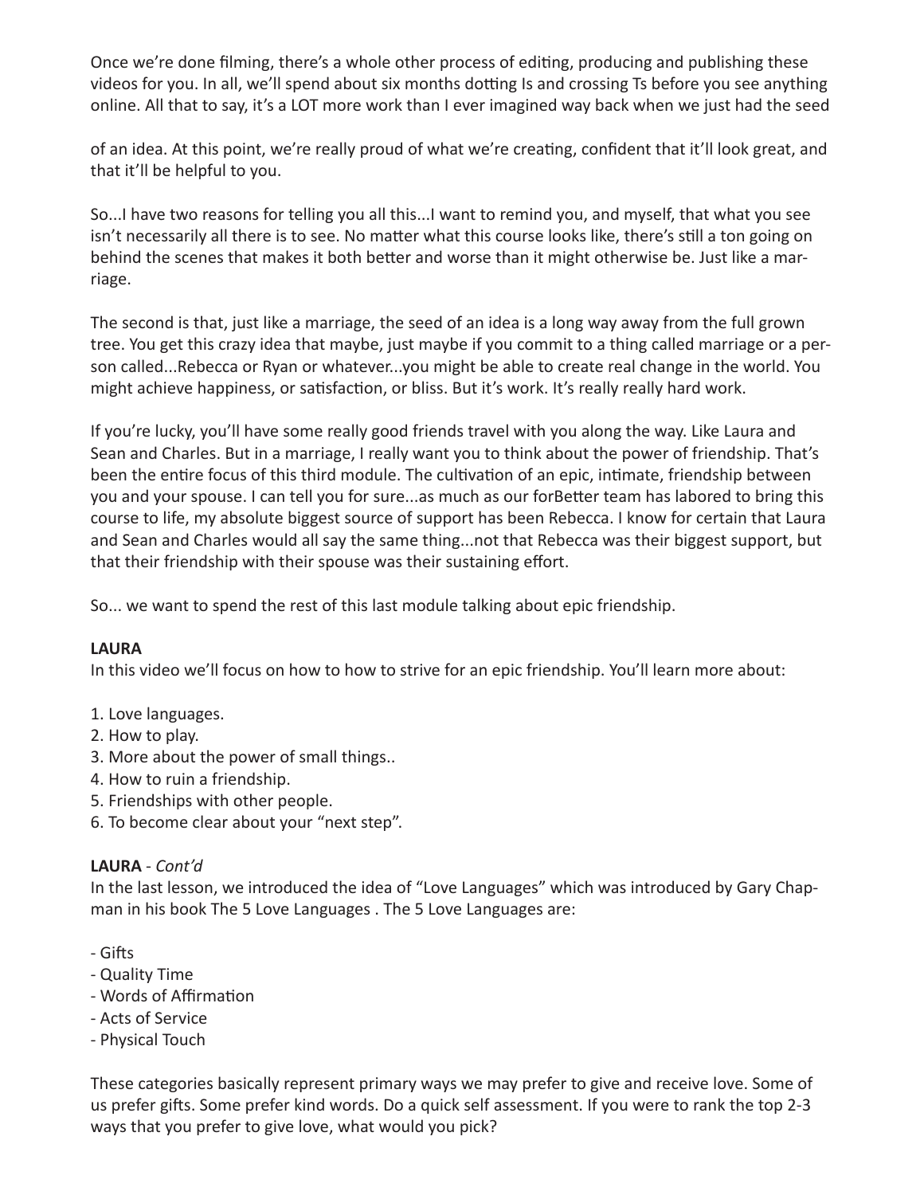Once we're done filming, there's a whole other process of editing, producing and publishing these videos for you. In all, we'll spend about six months dotting Is and crossing Ts before you see anything online. All that to say, it's a LOT more work than I ever imagined way back when we just had the seed of an idea. At this point, we're really proud of what we're creating, confident that it'll look great, and that it'll be helpful to you.

So...I have two reasons for telling you all this...I want to remind you, and myself, that what you see isn't necessarily all there is to see. No matter what this course looks like, there's still a ton going on behind the scenes that makes it both better and worse than it might otherwise be. Just like a marriage.

The second is that, just like a marriage, the seed of an idea is a long way away from the full grown tree. You get this crazy idea that maybe, just maybe if you commit to a thing called marriage or a person called...Rebecca or Ryan or whatever...you might be able to create real change in the world. You might achieve happiness, or satisfaction, or bliss. But it's work. It's really really hard work.

If you're lucky, you'll have some really good friends travel with you along the way. Like Laura and Sean and Charles. But in a marriage, I really want you to think about the power of friendship. That's been the entire focus of this third module. The cultivation of an epic, intimate, friendship between you and your spouse. I can tell you for sure...as much as our forBetter team has labored to bring this course to life, my absolute biggest source of support has been Rebecca. I know for certain that Laura and Sean and Charles would all say the same thing...not that Rebecca was their biggest support, but that their friendship with their spouse was their sustaining effort.

So... we want to spend the rest of this last module talking about epic friendship.

**LAURA**
In this video we'll focus on how to how to strive for an epic friendship. You'll learn more about:

1. Love languages.
2. How to play.
3. More about the power of small things..
4. How to ruin a friendship.
5. Friendships with other people.
6. To become clear about your "next step".

**LAURA** - *Cont'd*
In the last lesson, we introduced the idea of "Love Languages" which was introduced by Gary Chapman in his book The 5 Love Languages . The 5 Love Languages are:

- Gifts
- Quality Time
- Words of Affirmation
- Acts of Service
- Physical Touch

These categories basically represent primary ways we may prefer to give and receive love. Some of us prefer gifts. Some prefer kind words. Do a quick self assessment. If you were to rank the top 2-3 ways that you prefer to give love, what would you pick?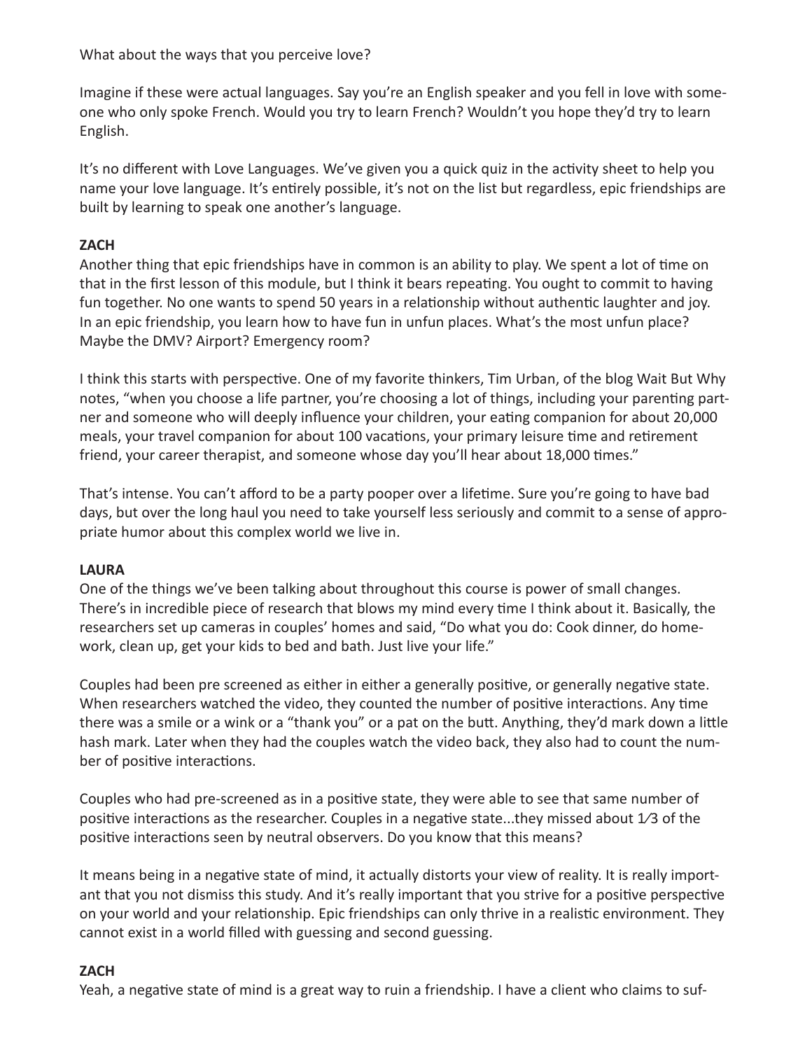What about the ways that you perceive love?

Imagine if these were actual languages. Say you're an English speaker and you fell in love with someone who only spoke French. Would you try to learn French? Wouldn't you hope they'd try to learn English.

It's no different with Love Languages. We've given you a quick quiz in the activity sheet to help you name your love language. It's entirely possible, it's not on the list but regardless, epic friendships are built by learning to speak one another's language.

**ZACH**
Another thing that epic friendships have in common is an ability to play. We spent a lot of time on that in the first lesson of this module, but I think it bears repeating. You ought to commit to having fun together. No one wants to spend 50 years in a relationship without authentic laughter and joy. In an epic friendship, you learn how to have fun in unfun places. What's the most unfun place? Maybe the DMV? Airport? Emergency room?

I think this starts with perspective. One of my favorite thinkers, Tim Urban, of the blog Wait But Why notes, "when you choose a life partner, you're choosing a lot of things, including your parenting partner and someone who will deeply influence your children, your eating companion for about 20,000 meals, your travel companion for about 100 vacations, your primary leisure time and retirement friend, your career therapist, and someone whose day you'll hear about 18,000 times."

That's intense. You can't afford to be a party pooper over a lifetime. Sure you're going to have bad days, but over the long haul you need to take yourself less seriously and commit to a sense of appropriate humor about this complex world we live in.

**LAURA**
One of the things we've been talking about throughout this course is power of small changes. There's in incredible piece of research that blows my mind every time I think about it. Basically, the researchers set up cameras in couples' homes and said, "Do what you do: Cook dinner, do homework, clean up, get your kids to bed and bath. Just live your life."

Couples had been pre screened as either in either a generally positive, or generally negative state. When researchers watched the video, they counted the number of positive interactions. Any time there was a smile or a wink or a "thank you" or a pat on the butt. Anything, they'd mark down a little hash mark. Later when they had the couples watch the video back, they also had to count the number of positive interactions.

Couples who had pre-screened as in a positive state, they were able to see that same number of positive interactions as the researcher. Couples in a negative state...they missed about 1⁄3 of the positive interactions seen by neutral observers. Do you know that this means?

It means being in a negative state of mind, it actually distorts your view of reality. It is really important that you not dismiss this study. And it's really important that you strive for a positive perspective on your world and your relationship. Epic friendships can only thrive in a realistic environment. They cannot exist in a world filled with guessing and second guessing.

**ZACH**
Yeah, a negative state of mind is a great way to ruin a friendship. I have a client who claims to suf-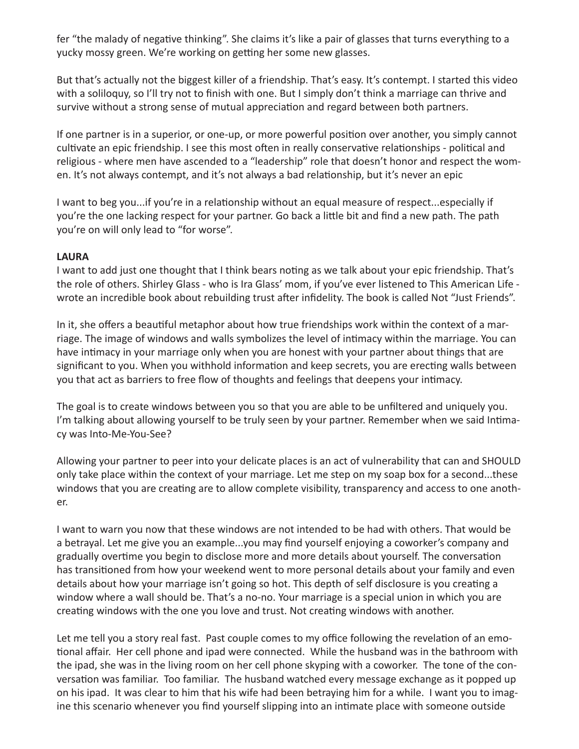fer "the malady of negative thinking". She claims it's like a pair of glasses that turns everything to a yucky mossy green. We're working on getting her some new glasses.

But that's actually not the biggest killer of a friendship. That's easy. It's contempt. I started this video with a soliloquy, so I'll try not to finish with one. But I simply don't think a marriage can thrive and survive without a strong sense of mutual appreciation and regard between both partners.

If one partner is in a superior, or one-up, or more powerful position over another, you simply cannot cultivate an epic friendship. I see this most often in really conservative relationships - political and religious - where men have ascended to a "leadership" role that doesn't honor and respect the women. It's not always contempt, and it's not always a bad relationship, but it's never an epic

I want to beg you...if you're in a relationship without an equal measure of respect...especially if you're the one lacking respect for your partner. Go back a little bit and find a new path. The path you're on will only lead to "for worse".

**LAURA**

I want to add just one thought that I think bears noting as we talk about your epic friendship. That's the role of others. Shirley Glass - who is Ira Glass' mom, if you've ever listened to This American Life - wrote an incredible book about rebuilding trust after infidelity. The book is called Not "Just Friends".

In it, she offers a beautiful metaphor about how true friendships work within the context of a marriage. The image of windows and walls symbolizes the level of intimacy within the marriage. You can have intimacy in your marriage only when you are honest with your partner about things that are significant to you. When you withhold information and keep secrets, you are erecting walls between you that act as barriers to free flow of thoughts and feelings that deepens your intimacy.

The goal is to create windows between you so that you are able to be unfiltered and uniquely you. I'm talking about allowing yourself to be truly seen by your partner. Remember when we said Intimacy was Into-Me-You-See?

Allowing your partner to peer into your delicate places is an act of vulnerability that can and SHOULD only take place within the context of your marriage. Let me step on my soap box for a second...these windows that you are creating are to allow complete visibility, transparency and access to one another.

I want to warn you now that these windows are not intended to be had with others. That would be a betrayal. Let me give you an example...you may find yourself enjoying a coworker's company and gradually overtime you begin to disclose more and more details about yourself. The conversation has transitioned from how your weekend went to more personal details about your family and even details about how your marriage isn't going so hot. This depth of self disclosure is you creating a window where a wall should be. That's a no-no. Your marriage is a special union in which you are creating windows with the one you love and trust. Not creating windows with another.

Let me tell you a story real fast. Past couple comes to my office following the revelation of an emotional affair. Her cell phone and ipad were connected. While the husband was in the bathroom with the ipad, she was in the living room on her cell phone skyping with a coworker. The tone of the conversation was familiar. Too familiar. The husband watched every message exchange as it popped up on his ipad. It was clear to him that his wife had been betraying him for a while. I want you to imagine this scenario whenever you find yourself slipping into an intimate place with someone outside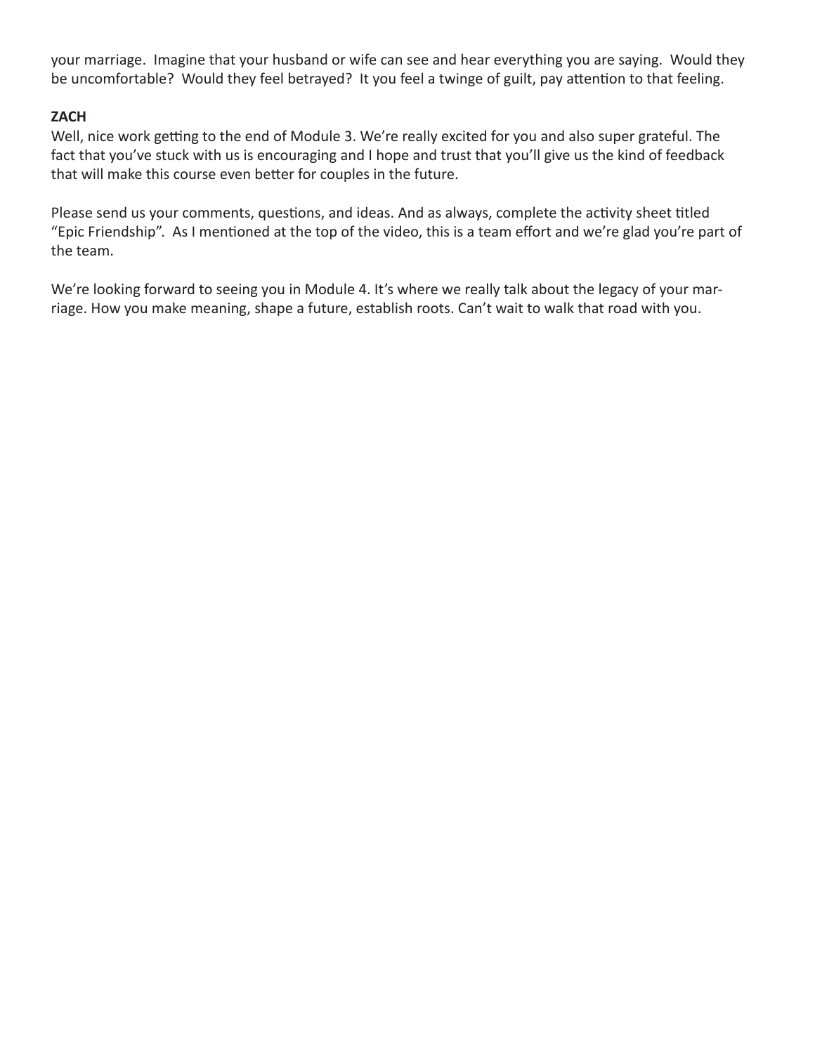your marriage. Imagine that your husband or wife can see and hear everything you are saying. Would they be uncomfortable? Would they feel betrayed? It you feel a twinge of guilt, pay attention to that feeling.

**ZACH**

Well, nice work getting to the end of Module 3. We're really excited for you and also super grateful. The fact that you've stuck with us is encouraging and I hope and trust that you'll give us the kind of feedback that will make this course even better for couples in the future.

Please send us your comments, questions, and ideas. And as always, complete the activity sheet titled "Epic Friendship". As I mentioned at the top of the video, this is a team effort and we're glad you're part of the team.

We're looking forward to seeing you in Module 4. It's where we really talk about the legacy of your marriage. How you make meaning, shape a future, establish roots. Can't wait to walk that road with you.